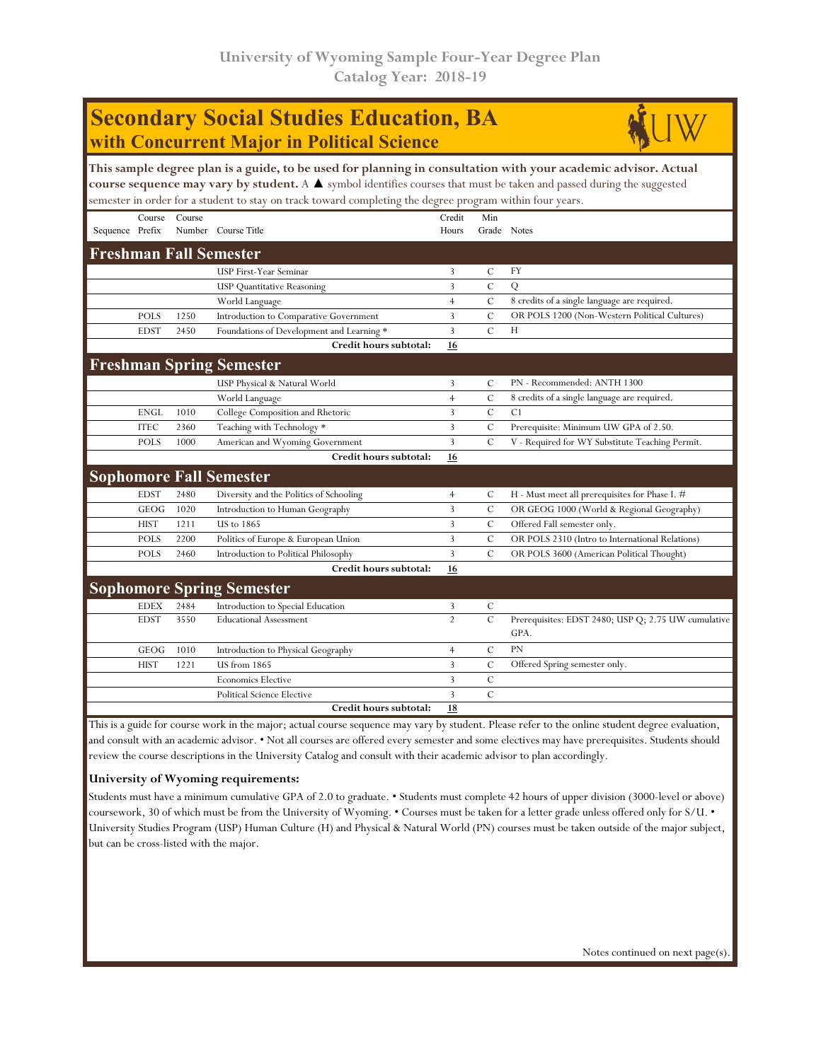University of Wyoming Sample Four-Year Degree Plan
Catalog Year: 2018-19

# Secondary Social Studies Education, BA
## with Concurrent Major in Political Science

**This sample degree plan is a guide, to be used for planning in consultation with your academic advisor. Actual course sequence may vary by student.** A ▲ symbol identifies courses that must be taken and passed during the suggested semester in order for a student to stay on track toward completing the degree program within four years.

| Sequence | Course Prefix | Course Number | Course Title | Credit Hours | Min Grade | Notes |
|---|---|---|---|---|---|---|
| **Freshman Fall Semester** | | | | | | |
| | | | USP First-Year Seminar | 3 | C | FY |
| | | | USP Quantitative Reasoning | 3 | C | Q |
| | | | World Language | 4 | C | 8 credits of a single language are required. |
| | POLS | 1250 | Introduction to Comparative Government | 3 | C | OR POLS 1200 (Non-Western Political Cultures) |
| | EDST | 2450 | Foundations of Development and Learning * | 3 | C | H |
| | | | **Credit hours subtotal:** | **16** | | |
| **Freshman Spring Semester** | | | | | | |
| | | | USP Physical & Natural World | 3 | C | PN - Recommended: ANTH 1300 |
| | | | World Language | 4 | C | 8 credits of a single language are required. |
| | ENGL | 1010 | College Composition and Rhetoric | 3 | C | C1 |
| | ITEC | 2360 | Teaching with Technology * | 3 | C | Prerequisite: Minimum UW GPA of 2.50. |
| | POLS | 1000 | American and Wyoming Government | 3 | C | V - Required for WY Substitute Teaching Permit. |
| | | | **Credit hours subtotal:** | **16** | | |
| **Sophomore Fall Semester** | | | | | | |
| | EDST | 2480 | Diversity and the Politics of Schooling | 4 | C | H - Must meet all prerequisites for Phase I. # |
| | GEOG | 1020 | Introduction to Human Geography | 3 | C | OR GEOG 1000 (World & Regional Geography) |
| | HIST | 1211 | US to 1865 | 3 | C | Offered Fall semester only. |
| | POLS | 2200 | Politics of Europe & European Union | 3 | C | OR POLS 2310 (Intro to International Relations) |
| | POLS | 2460 | Introduction to Political Philosophy | 3 | C | OR POLS 3600 (American Political Thought) |
| | | | **Credit hours subtotal:** | **16** | | |
| **Sophomore Spring Semester** | | | | | | |
| | EDEX | 2484 | Introduction to Special Education | 3 | C | |
| | EDST | 3550 | Educational Assessment | 2 | C | Prerequisites: EDST 2480; USP Q; 2.75 UW cumulative GPA. |
| | GEOG | 1010 | Introduction to Physical Geography | 4 | C | PN |
| | HIST | 1221 | US from 1865 | 3 | C | Offered Spring semester only. |
| | | | Economics Elective | 3 | C | |
| | | | Political Science Elective | 3 | C | |
| | | | **Credit hours subtotal:** | **18** | | |

This is a guide for course work in the major; actual course sequence may vary by student. Please refer to the online student degree evaluation, and consult with an academic advisor. • Not all courses are offered every semester and some electives may have prerequisites. Students should review the course descriptions in the University Catalog and consult with their academic advisor to plan accordingly.

**University of Wyoming requirements:**

Students must have a minimum cumulative GPA of 2.0 to graduate. • Students must complete 42 hours of upper division (3000-level or above) coursework, 30 of which must be from the University of Wyoming. • Courses must be taken for a letter grade unless offered only for S/U. • University Studies Program (USP) Human Culture (H) and Physical & Natural World (PN) courses must be taken outside of the major subject, but can be cross-listed with the major.

Notes continued on next page(s).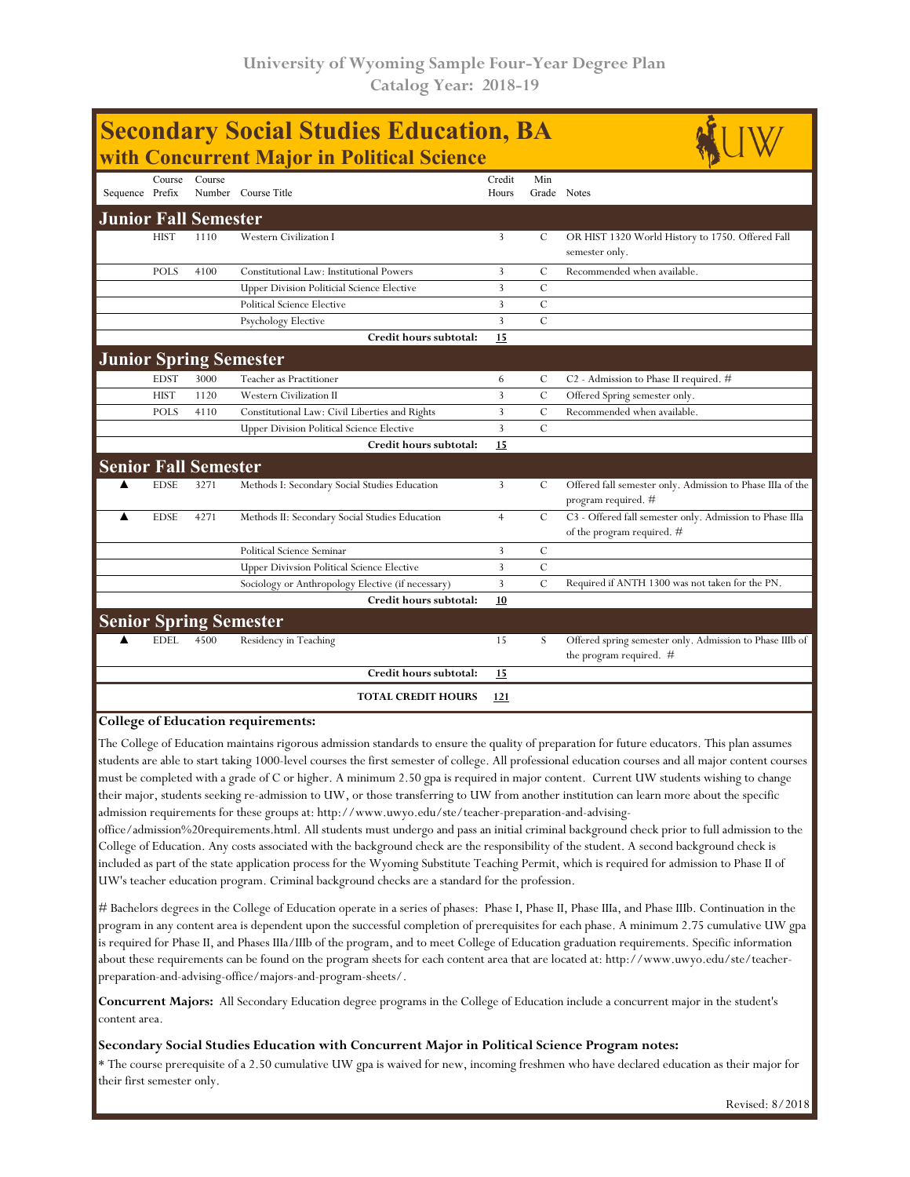University of Wyoming Sample Four-Year Degree Plan
Catalog Year: 2018-19

# Secondary Social Studies Education, BA
## with Concurrent Major in Political Science

| Sequence | Course Prefix | Course Number | Course Title | Credit Hours | Min Grade | Notes |
|---|---|---|---|---|---|---|
| **Junior Fall Semester** | | | | | | |
| | HIST | 1110 | Western Civilization I | 3 | C | OR HIST 1320 World History to 1750. Offered Fall semester only. |
| | POLS | 4100 | Constitutional Law: Institutional Powers | 3 | C | Recommended when available. |
| | | | Upper Division Politicial Science Elective | 3 | C | |
| | | | Political Science Elective | 3 | C | |
| | | | Psychology Elective | 3 | C | |
| | | | **Credit hours subtotal:** | **15** | | |
| **Junior Spring Semester** | | | | | | |
| | EDST | 3000 | Teacher as Practitioner | 6 | C | C2 - Admission to Phase II required. # |
| | HIST | 1120 | Western Civilization II | 3 | C | Offered Spring semester only. |
| | POLS | 4110 | Constitutional Law: Civil Liberties and Rights | 3 | C | Recommended when available. |
| | | | Upper Division Political Science Elective | 3 | C | |
| | | | **Credit hours subtotal:** | **15** | | |
| **Senior Fall Semester** | | | | | | |
| ▲ | EDSE | 3271 | Methods I: Secondary Social Studies Education | 3 | C | Offered fall semester only. Admission to Phase IIIa of the program required. # |
| ▲ | EDSE | 4271 | Methods II: Secondary Social Studies Education | 4 | C | C3 - Offered fall semester only. Admission to Phase IIIa of the program required. # |
| | | | Political Science Seminar | 3 | C | |
| | | | Upper Divivsion Political Science Elective | 3 | C | |
| | | | Sociology or Anthropology Elective (if necessary) | 3 | C | Required if ANTH 1300 was not taken for the PN. |
| | | | **Credit hours subtotal:** | **10** | | |
| **Senior Spring Semester** | | | | | | |
| ▲ | EDEL | 4500 | Residency in Teaching | 15 | S | Offered spring semester only. Admission to Phase IIIb of the program required. # |
| | | | **Credit hours subtotal:** | **15** | | |
| | | | **TOTAL CREDIT HOURS** | **121** | | |

**College of Education requirements:**

The College of Education maintains rigorous admission standards to ensure the quality of preparation for future educators. This plan assumes students are able to start taking 1000-level courses the first semester of college. All professional education courses and all major content courses must be completed with a grade of C or higher. A minimum 2.50 gpa is required in major content. Current UW students wishing to change their major, students seeking re-admission to UW, or those transferring to UW from another institution can learn more about the specific admission requirements for these groups at: http://www.uwyo.edu/ste/teacher-preparation-and-advising-office/admission%20requirements.html. All students must undergo and pass an initial criminal background check prior to full admission to the College of Education. Any costs associated with the background check are the responsibility of the student. A second background check is included as part of the state application process for the Wyoming Substitute Teaching Permit, which is required for admission to Phase II of UW's teacher education program. Criminal background checks are a standard for the profession.

# Bachelors degrees in the College of Education operate in a series of phases: Phase I, Phase II, Phase IIIa, and Phase IIIb. Continuation in the program in any content area is dependent upon the successful completion of prerequisites for each phase. A minimum 2.75 cumulative UW gpa is required for Phase II, and Phases IIIa/IIIb of the program, and to meet College of Education graduation requirements. Specific information about these requirements can be found on the program sheets for each content area that are located at: http://www.uwyo.edu/ste/teacher-preparation-and-advising-office/majors-and-program-sheets/.

**Concurrent Majors:** All Secondary Education degree programs in the College of Education include a concurrent major in the student's content area.

**Secondary Social Studies Education with Concurrent Major in Political Science Program notes:**

* The course prerequisite of a 2.50 cumulative UW gpa is waived for new, incoming freshmen who have declared education as their major for their first semester only.

Revised: 8/2018